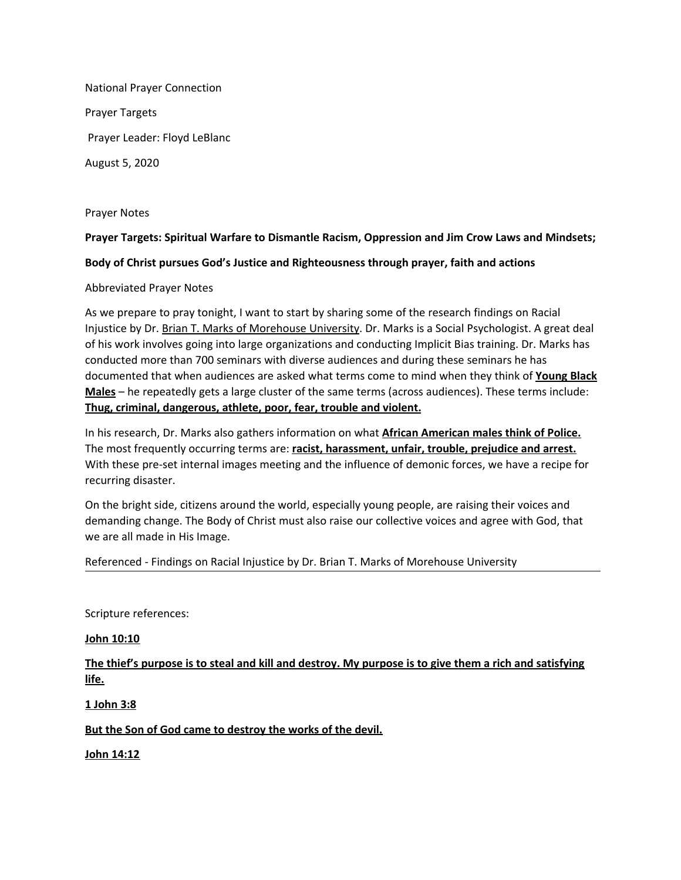National Prayer Connection

Prayer Targets

Prayer Leader: Floyd LeBlanc

August 5, 2020

Prayer Notes

**Prayer Targets: Spiritual Warfare to Dismantle Racism, Oppression and Jim Crow Laws and Mindsets;**

**Body of Christ pursues God's Justice and Righteousness through prayer, faith and actions**

Abbreviated Prayer Notes

As we prepare to pray tonight, I want to start by sharing some of the research findings on Racial Injustice by Dr. Brian T. Marks of Morehouse University. Dr. Marks is a Social Psychologist. A great deal of his work involves going into large organizations and conducting Implicit Bias training. Dr. Marks has conducted more than 700 seminars with diverse audiences and during these seminars he has documented that when audiences are asked what terms come to mind when they think of **Young Black Males** – he repeatedly gets a large cluster of the same terms (across audiences). These terms include: **Thug, criminal, dangerous, athlete, poor, fear, trouble and violent.**

In his research, Dr. Marks also gathers information on what **African American males think of Police.** The most frequently occurring terms are: **racist, harassment, unfair, trouble, prejudice and arrest.** With these pre-set internal images meeting and the influence of demonic forces, we have a recipe for recurring disaster.

On the bright side, citizens around the world, especially young people, are raising their voices and demanding change. The Body of Christ must also raise our collective voices and agree with God, that we are all made in His Image.

Referenced - Findings on Racial Injustice by Dr. Brian T. Marks of Morehouse University

---

Scripture references:

**John 10:10**

**The thief's purpose is to steal and kill and destroy. My purpose is to give them a rich and satisfying life.**

**1 John 3:8**

**But the Son of God came to destroy the works of the devil.**

**John 14:12**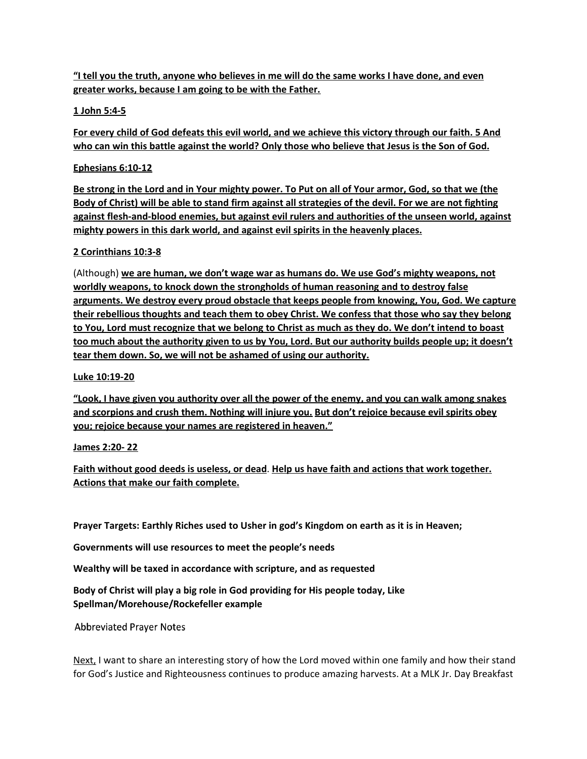**"I tell you the truth, anyone who believes in me will do the same works I have done, and even greater works, because I am going to be with the Father.**

**1 John 5:4-5**

**For every child of God defeats this evil world, and we achieve this victory through our faith. 5 And who can win this battle against the world? Only those who believe that Jesus is the Son of God.**

**Ephesians 6:10-12**

**Be strong in the Lord and in Your mighty power. To Put on all of Your armor, God, so that we (the Body of Christ) will be able to stand firm against all strategies of the devil. For we are not fighting against flesh-and-blood enemies, but against evil rulers and authorities of the unseen world, against mighty powers in this dark world, and against evil spirits in the heavenly places.**

**2 Corinthians 10:3-8**

(Although) **we are human, we don't wage war as humans do. We use God's mighty weapons, not worldly weapons, to knock down the strongholds of human reasoning and to destroy false arguments. We destroy every proud obstacle that keeps people from knowing, You, God. We capture their rebellious thoughts and teach them to obey Christ. We confess that those who say they belong to You, Lord must recognize that we belong to Christ as much as they do. We don't intend to boast too much about the authority given to us by You, Lord. But our authority builds people up; it doesn't tear them down. So, we will not be ashamed of using our authority.**

**Luke 10:19-20**

**"Look, I have given you authority over all the power of the enemy, and you can walk among snakes and scorpions and crush them. Nothing will injure you. But don't rejoice because evil spirits obey you; rejoice because your names are registered in heaven."**

**James 2:20- 22**

**Faith without good deeds is useless, or dead**. **Help us have faith and actions that work together. Actions that make our faith complete.**

**Prayer Targets: Earthly Riches used to Usher in god's Kingdom on earth as it is in Heaven;**

**Governments will use resources to meet the people's needs**

**Wealthy will be taxed in accordance with scripture, and as requested**

**Body of Christ will play a big role in God providing for His people today, Like Spellman/Morehouse/Rockefeller example**

Abbreviated Prayer Notes

Next, I want to share an interesting story of how the Lord moved within one family and how their stand for God's Justice and Righteousness continues to produce amazing harvests. At a MLK Jr. Day Breakfast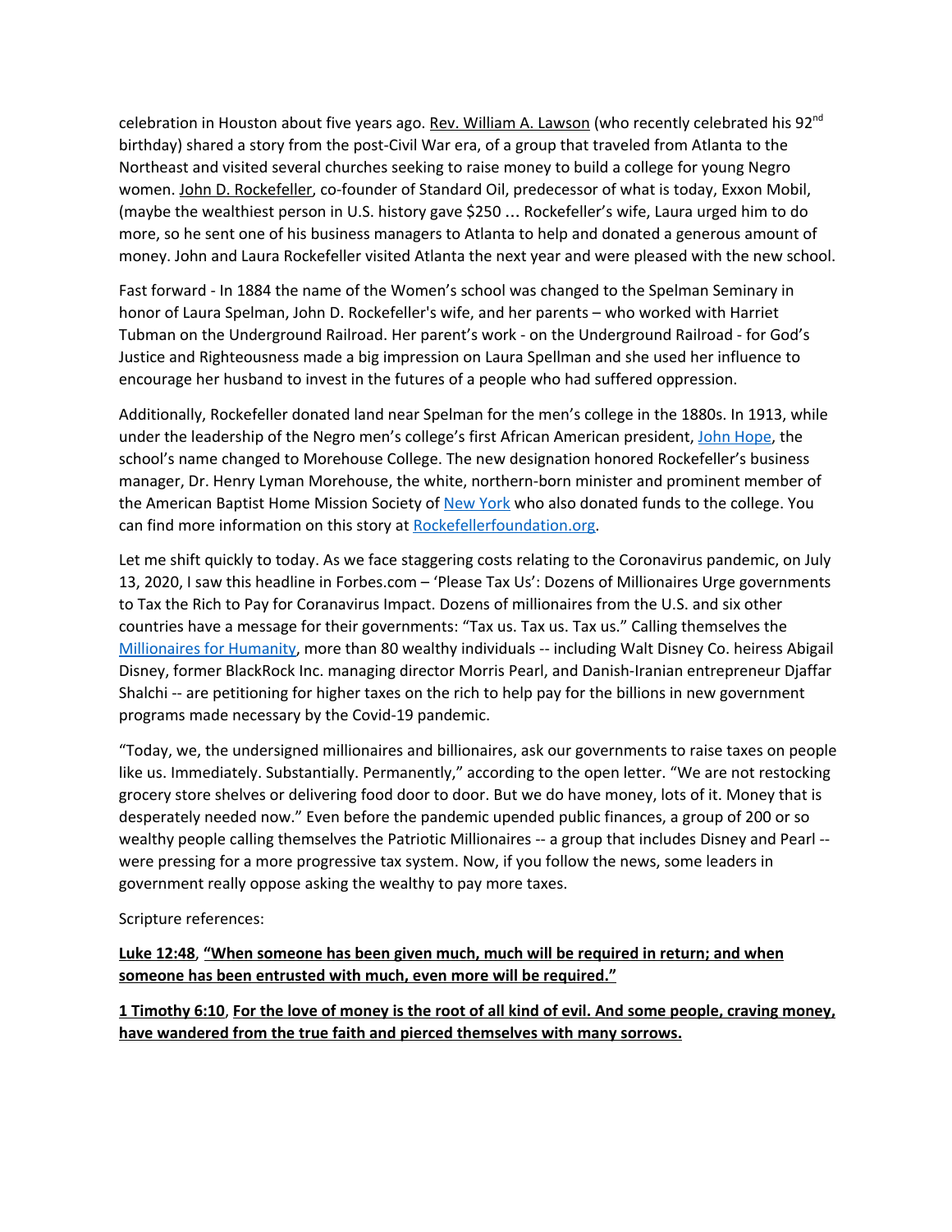celebration in Houston about five years ago. Rev. William A. Lawson (who recently celebrated his 92nd birthday) shared a story from the post-Civil War era, of a group that traveled from Atlanta to the Northeast and visited several churches seeking to raise money to build a college for young Negro women. John D. Rockefeller, co-founder of Standard Oil, predecessor of what is today, Exxon Mobil, (maybe the wealthiest person in U.S. history gave $250 … Rockefeller's wife, Laura urged him to do more, so he sent one of his business managers to Atlanta to help and donated a generous amount of money. John and Laura Rockefeller visited Atlanta the next year and were pleased with the new school.

Fast forward - In 1884 the name of the Women's school was changed to the Spelman Seminary in honor of Laura Spelman, John D. Rockefeller's wife, and her parents – who worked with Harriet Tubman on the Underground Railroad. Her parent's work - on the Underground Railroad - for God's Justice and Righteousness made a big impression on Laura Spellman and she used her influence to encourage her husband to invest in the futures of a people who had suffered oppression.

Additionally, Rockefeller donated land near Spelman for the men's college in the 1880s. In 1913, while under the leadership of the Negro men's college's first African American president, John Hope, the school's name changed to Morehouse College. The new designation honored Rockefeller's business manager, Dr. Henry Lyman Morehouse, the white, northern-born minister and prominent member of the American Baptist Home Mission Society of New York who also donated funds to the college. You can find more information on this story at Rockefellerfoundation.org.

Let me shift quickly to today. As we face staggering costs relating to the Coronavirus pandemic, on July 13, 2020, I saw this headline in Forbes.com – 'Please Tax Us': Dozens of Millionaires Urge governments to Tax the Rich to Pay for Coranavirus Impact. Dozens of millionaires from the U.S. and six other countries have a message for their governments: "Tax us. Tax us. Tax us." Calling themselves the Millionaires for Humanity, more than 80 wealthy individuals -- including Walt Disney Co. heiress Abigail Disney, former BlackRock Inc. managing director Morris Pearl, and Danish-Iranian entrepreneur Djaffar Shalchi -- are petitioning for higher taxes on the rich to help pay for the billions in new government programs made necessary by the Covid-19 pandemic.

"Today, we, the undersigned millionaires and billionaires, ask our governments to raise taxes on people like us. Immediately. Substantially. Permanently," according to the open letter. "We are not restocking grocery store shelves or delivering food door to door. But we do have money, lots of it. Money that is desperately needed now." Even before the pandemic upended public finances, a group of 200 or so wealthy people calling themselves the Patriotic Millionaires -- a group that includes Disney and Pearl -- were pressing for a more progressive tax system. Now, if you follow the news, some leaders in government really oppose asking the wealthy to pay more taxes.

Scripture references:

**Luke 12:48, "When someone has been given much, much will be required in return; and when someone has been entrusted with much, even more will be required."**

**1 Timothy 6:10, For the love of money is the root of all kind of evil. And some people, craving money, have wandered from the true faith and pierced themselves with many sorrows.**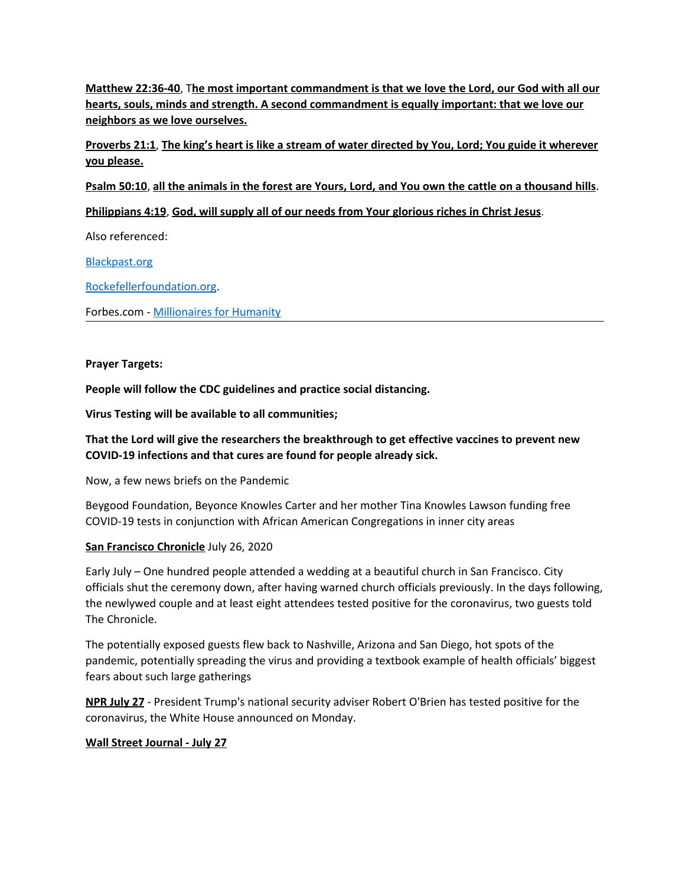**Matthew 22:36-40**, T**he most important commandment is that we love the Lord, our God with all our hearts, souls, minds and strength. A second commandment is equally important: that we love our neighbors as we love ourselves.**

**Proverbs 21:1**, **The king's heart is like a stream of water directed by You, Lord; You guide it wherever you please.**

**Psalm 50:10**, **all the animals in the forest are Yours, Lord, and You own the cattle on a thousand hills**.

**Philippians 4:19**, **God, will supply all of our needs from Your glorious riches in Christ Jesus**.

Also referenced:

Blackpast.org

Rockefellerfoundation.org.

Forbes.com - Millionaires for Humanity

---

**Prayer Targets:**

**People will follow the CDC guidelines and practice social distancing.**

**Virus Testing will be available to all communities;**

**That the Lord will give the researchers the breakthrough to get effective vaccines to prevent new COVID-19 infections and that cures are found for people already sick.**

Now, a few news briefs on the Pandemic

Beygood Foundation, Beyonce Knowles Carter and her mother Tina Knowles Lawson funding free COVID-19 tests in conjunction with African American Congregations in inner city areas

**San Francisco Chronicle** July 26, 2020

Early July – One hundred people attended a wedding at a beautiful church in San Francisco. City officials shut the ceremony down, after having warned church officials previously. In the days following, the newlywed couple and at least eight attendees tested positive for the coronavirus, two guests told The Chronicle.

The potentially exposed guests flew back to Nashville, Arizona and San Diego, hot spots of the pandemic, potentially spreading the virus and providing a textbook example of health officials' biggest fears about such large gatherings

**NPR July 27** - President Trump's national security adviser Robert O'Brien has tested positive for the coronavirus, the White House announced on Monday.

**Wall Street Journal - July 27**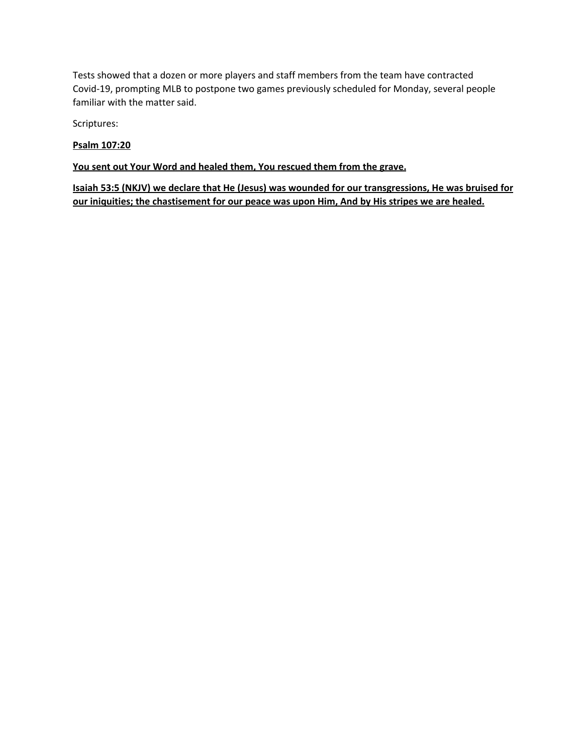Tests showed that a dozen or more players and staff members from the team have contracted Covid-19, prompting MLB to postpone two games previously scheduled for Monday, several people familiar with the matter said.

Scriptures:

<u>**Psalm 107:20**</u>

<u>**You sent out Your Word and healed them, You rescued them from the grave.**</u>

<u>**Isaiah 53:5 (NKJV) we declare that He (Jesus) was wounded for our transgressions, He was bruised for our iniquities; the chastisement for our peace was upon Him, And by His stripes we are healed.**</u>